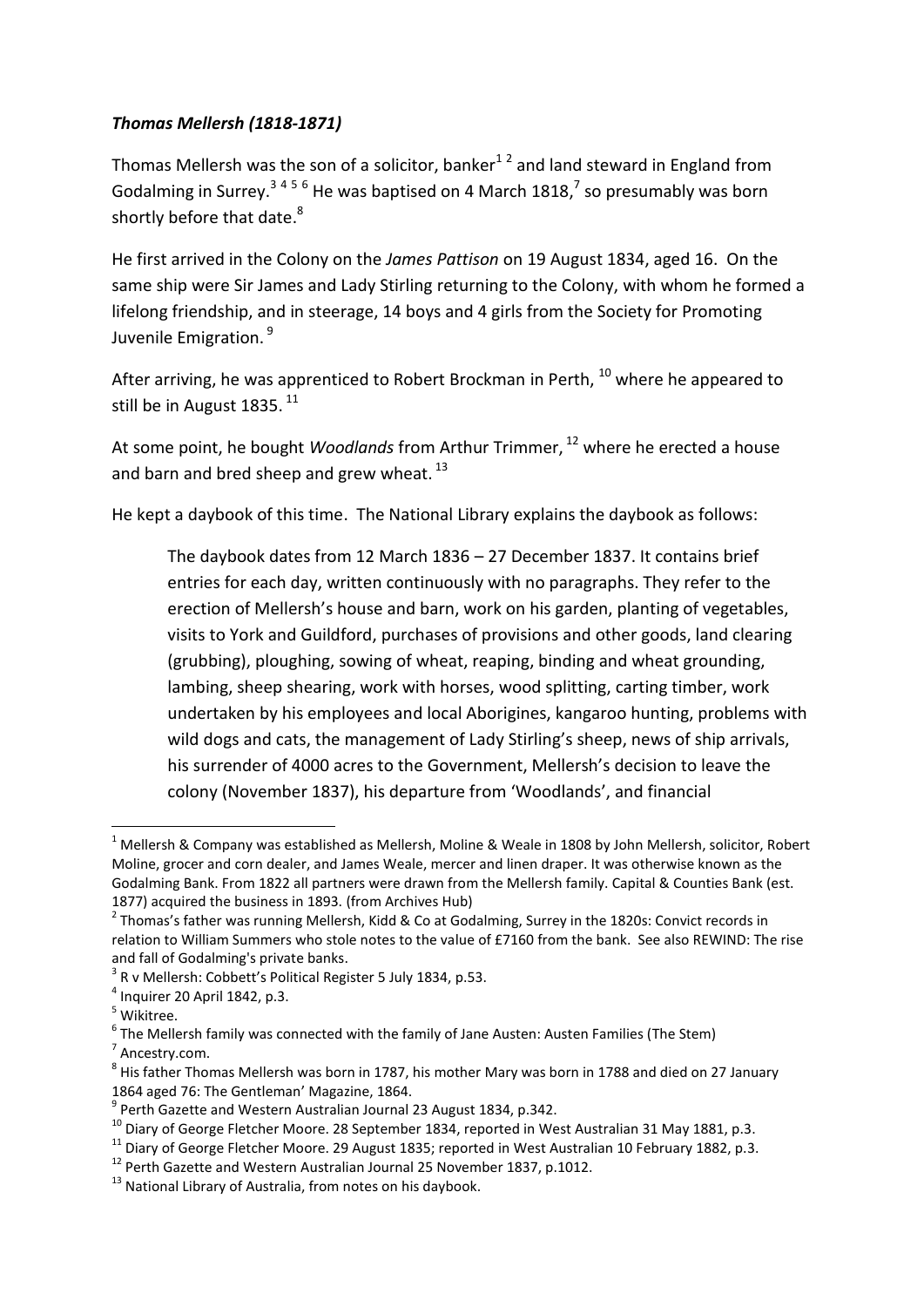### *Thomas Mellersh (1818-1871)*

Thomas Mellersh was the son of a solicitor, banker[1 2] and land steward in England from Godalming in Surrey.[3 4 5 6] He was baptised on 4 March 1818,[7] so presumably was born shortly before that date.[8]

He first arrived in the Colony on the *James Pattison* on 19 August 1834, aged 16. On the same ship were Sir James and Lady Stirling returning to the Colony, with whom he formed a lifelong friendship, and in steerage, 14 boys and 4 girls from the Society for Promoting Juvenile Emigration. [9]

After arriving, he was apprenticed to Robert Brockman in Perth, [10] where he appeared to still be in August 1835. [11]

At some point, he bought *Woodlands* from Arthur Trimmer, [12] where he erected a house and barn and bred sheep and grew wheat. [13]

He kept a daybook of this time. The National Library explains the daybook as follows:

> The daybook dates from 12 March 1836 – 27 December 1837. It contains brief entries for each day, written continuously with no paragraphs. They refer to the erection of Mellersh's house and barn, work on his garden, planting of vegetables, visits to York and Guildford, purchases of provisions and other goods, land clearing (grubbing), ploughing, sowing of wheat, reaping, binding and wheat grounding, lambing, sheep shearing, work with horses, wood splitting, carting timber, work undertaken by his employees and local Aborigines, kangaroo hunting, problems with wild dogs and cats, the management of Lady Stirling's sheep, news of ship arrivals, his surrender of 4000 acres to the Government, Mellersh's decision to leave the colony (November 1837), his departure from 'Woodlands', and financial

---

[1] Mellersh & Company was established as Mellersh, Moline & Weale in 1808 by John Mellersh, solicitor, Robert Moline, grocer and corn dealer, and James Weale, mercer and linen draper. It was otherwise known as the Godalming Bank. From 1822 all partners were drawn from the Mellersh family. Capital & Counties Bank (est. 1877) acquired the business in 1893. (from Archives Hub)

[2] Thomas's father was running Mellersh, Kidd & Co at Godalming, Surrey in the 1820s: Convict records in relation to William Summers who stole notes to the value of £7160 from the bank. See also REWIND: The rise and fall of Godalming's private banks.

[3] R v Mellersh: Cobbett's Political Register 5 July 1834, p.53.

[4] Inquirer 20 April 1842, p.3.

[5] Wikitree.

[6] The Mellersh family was connected with the family of Jane Austen: Austen Families (The Stem)

[7] Ancestry.com.

[8] His father Thomas Mellersh was born in 1787, his mother Mary was born in 1788 and died on 27 January 1864 aged 76: The Gentleman' Magazine, 1864.

[9] Perth Gazette and Western Australian Journal 23 August 1834, p.342.

[10] Diary of George Fletcher Moore. 28 September 1834, reported in West Australian 31 May 1881, p.3.

[11] Diary of George Fletcher Moore. 29 August 1835; reported in West Australian 10 February 1882, p.3.

[12] Perth Gazette and Western Australian Journal 25 November 1837, p.1012.

[13] National Library of Australia, from notes on his daybook.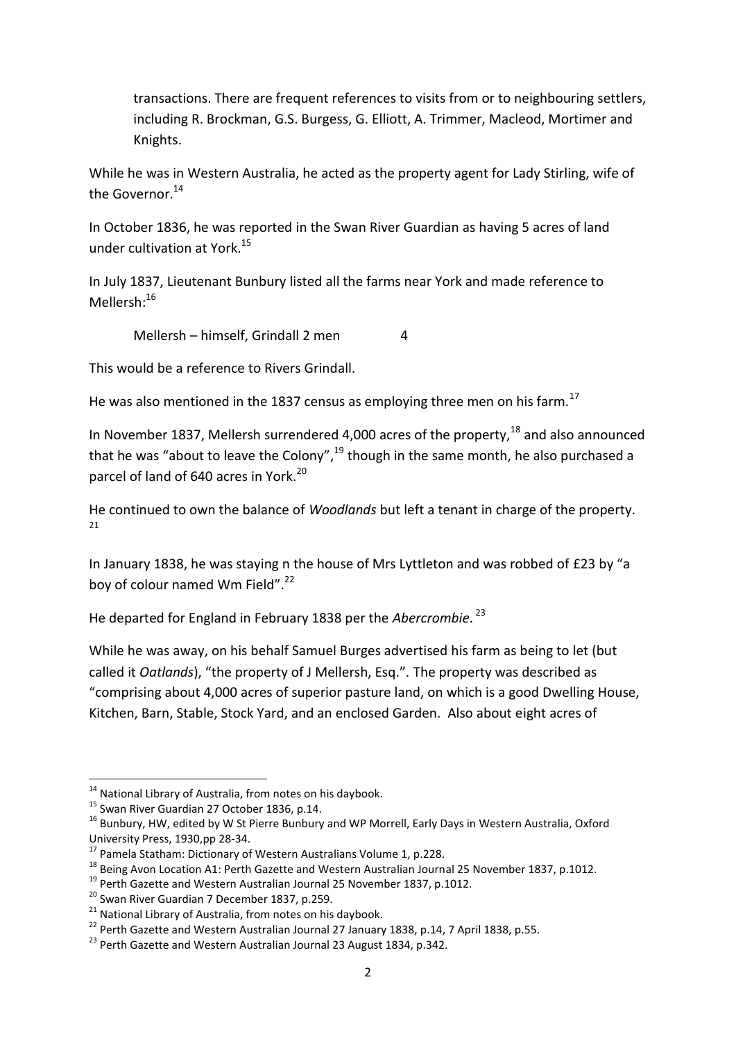transactions. There are frequent references to visits from or to neighbouring settlers, including R. Brockman, G.S. Burgess, G. Elliott, A. Trimmer, Macleod, Mortimer and Knights.

While he was in Western Australia, he acted as the property agent for Lady Stirling, wife of the Governor.[14]

In October 1836, he was reported in the Swan River Guardian as having 5 acres of land under cultivation at York.[15]

In July 1837, Lieutenant Bunbury listed all the farms near York and made reference to Mellersh:[16]

> Mellersh – himself, Grindall 2 men 4

This would be a reference to Rivers Grindall.

He was also mentioned in the 1837 census as employing three men on his farm.[17]

In November 1837, Mellersh surrendered 4,000 acres of the property,[18] and also announced that he was "about to leave the Colony",[19] though in the same month, he also purchased a parcel of land of 640 acres in York.[20]

He continued to own the balance of *Woodlands* but left a tenant in charge of the property.[21]

In January 1838, he was staying n the house of Mrs Lyttleton and was robbed of £23 by "a boy of colour named Wm Field".[22]

He departed for England in February 1838 per the *Abercrombie*.[23]

While he was away, on his behalf Samuel Burges advertised his farm as being to let (but called it *Oatlands*), "the property of J Mellersh, Esq.". The property was described as "comprising about 4,000 acres of superior pasture land, on which is a good Dwelling House, Kitchen, Barn, Stable, Stock Yard, and an enclosed Garden. Also about eight acres of

---

[14] National Library of Australia, from notes on his daybook.

[15] Swan River Guardian 27 October 1836, p.14.

[16] Bunbury, HW, edited by W St Pierre Bunbury and WP Morrell, Early Days in Western Australia, Oxford University Press, 1930,pp 28-34.

[17] Pamela Statham: Dictionary of Western Australians Volume 1, p.228.

[18] Being Avon Location A1: Perth Gazette and Western Australian Journal 25 November 1837, p.1012.

[19] Perth Gazette and Western Australian Journal 25 November 1837, p.1012.

[20] Swan River Guardian 7 December 1837, p.259.

[21] National Library of Australia, from notes on his daybook.

[22] Perth Gazette and Western Australian Journal 27 January 1838, p.14, 7 April 1838, p.55.

[23] Perth Gazette and Western Australian Journal 23 August 1834, p.342.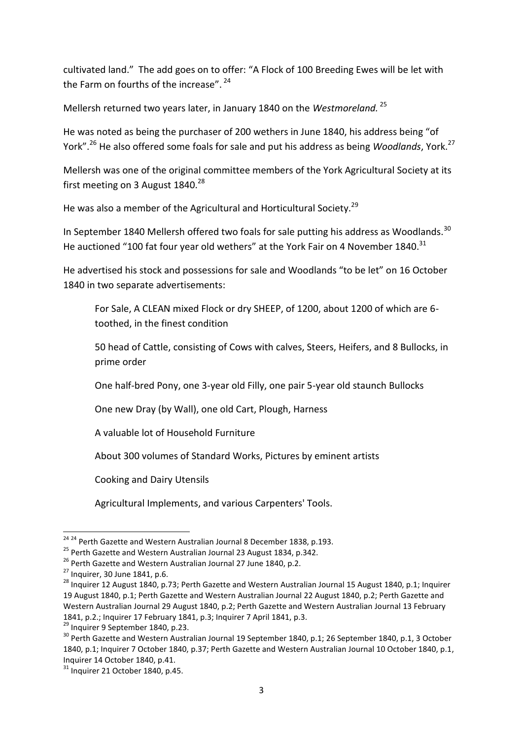cultivated land." The add goes on to offer: "A Flock of 100 Breeding Ewes will be let with the Farm on fourths of the increase". [24]

Mellersh returned two years later, in January 1840 on the *Westmoreland.* [25]

He was noted as being the purchaser of 200 wethers in June 1840, his address being "of York".[26] He also offered some foals for sale and put his address as being *Woodlands*, York.[27]

Mellersh was one of the original committee members of the York Agricultural Society at its first meeting on 3 August 1840.[28]

He was also a member of the Agricultural and Horticultural Society.[29]

In September 1840 Mellersh offered two foals for sale putting his address as Woodlands.[30] He auctioned "100 fat four year old wethers" at the York Fair on 4 November 1840.[31]

He advertised his stock and possessions for sale and Woodlands "to be let" on 16 October 1840 in two separate advertisements:

> For Sale, A CLEAN mixed Flock or dry SHEEP, of 1200, about 1200 of which are 6-toothed, in the finest condition
>
> 50 head of Cattle, consisting of Cows with calves, Steers, Heifers, and 8 Bullocks, in prime order
>
> One half-bred Pony, one 3-year old Filly, one pair 5-year old staunch Bullocks
>
> One new Dray (by Wall), one old Cart, Plough, Harness
>
> A valuable lot of Household Furniture
>
> About 300 volumes of Standard Works, Pictures by eminent artists
>
> Cooking and Dairy Utensils
>
> Agricultural Implements, and various Carpenters' Tools.

---

[24] [24] Perth Gazette and Western Australian Journal 8 December 1838, p.193.

[25] Perth Gazette and Western Australian Journal 23 August 1834, p.342.

[26] Perth Gazette and Western Australian Journal 27 June 1840, p.2.

[27] Inquirer, 30 June 1841, p.6.

[28] Inquirer 12 August 1840, p.73; Perth Gazette and Western Australian Journal 15 August 1840, p.1; Inquirer 19 August 1840, p.1; Perth Gazette and Western Australian Journal 22 August 1840, p.2; Perth Gazette and Western Australian Journal 29 August 1840, p.2; Perth Gazette and Western Australian Journal 13 February 1841, p.2.; Inquirer 17 February 1841, p.3; Inquirer 7 April 1841, p.3.

[29] Inquirer 9 September 1840, p.23.

[30] Perth Gazette and Western Australian Journal 19 September 1840, p.1; 26 September 1840, p.1, 3 October 1840, p.1; Inquirer 7 October 1840, p.37; Perth Gazette and Western Australian Journal 10 October 1840, p.1, Inquirer 14 October 1840, p.41.

[31] Inquirer 21 October 1840, p.45.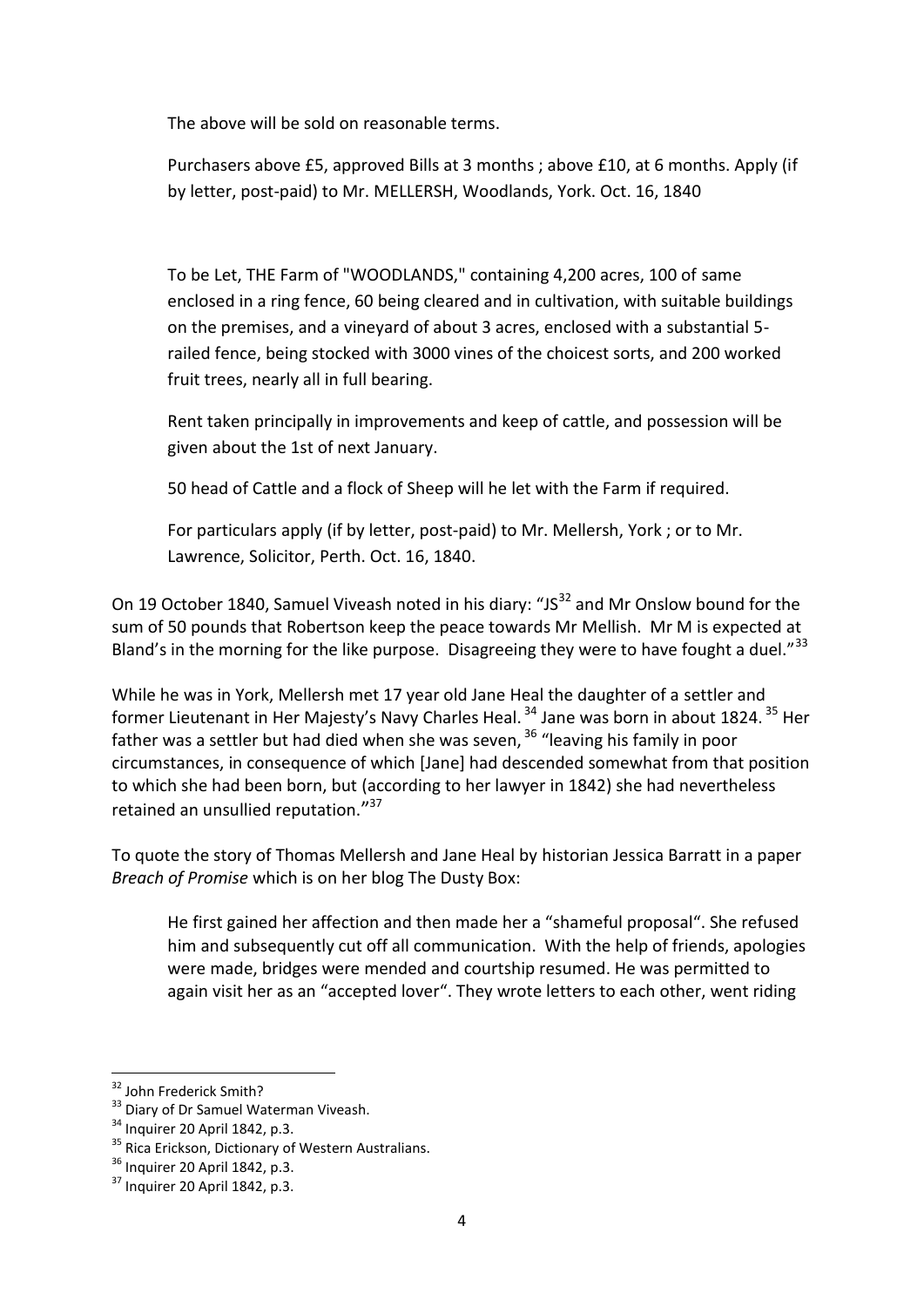> The above will be sold on reasonable terms.
>
> Purchasers above £5, approved Bills at 3 months ; above £10, at 6 months. Apply (if by letter, post-paid) to Mr. MELLERSH, Woodlands, York. Oct. 16, 1840
>
> To be Let, THE Farm of "WOODLANDS," containing 4,200 acres, 100 of same enclosed in a ring fence, 60 being cleared and in cultivation, with suitable buildings on the premises, and a vineyard of about 3 acres, enclosed with a substantial 5-railed fence, being stocked with 3000 vines of the choicest sorts, and 200 worked fruit trees, nearly all in full bearing.
>
> Rent taken principally in improvements and keep of cattle, and possession will be given about the 1st of next January.
>
> 50 head of Cattle and a flock of Sheep will he let with the Farm if required.
>
> For particulars apply (if by letter, post-paid) to Mr. Mellersh, York ; or to Mr. Lawrence, Solicitor, Perth. Oct. 16, 1840.

On 19 October 1840, Samuel Viveash noted in his diary: "JS[32] and Mr Onslow bound for the sum of 50 pounds that Robertson keep the peace towards Mr Mellish. Mr M is expected at Bland's in the morning for the like purpose. Disagreeing they were to have fought a duel."[33]

While he was in York, Mellersh met 17 year old Jane Heal the daughter of a settler and former Lieutenant in Her Majesty's Navy Charles Heal.[34] Jane was born in about 1824.[35] Her father was a settler but had died when she was seven,[36] "leaving his family in poor circumstances, in consequence of which [Jane] had descended somewhat from that position to which she had been born, but (according to her lawyer in 1842) she had nevertheless retained an unsullied reputation."[37]

To quote the story of Thomas Mellersh and Jane Heal by historian Jessica Barratt in a paper *Breach of Promise* which is on her blog The Dusty Box:

> He first gained her affection and then made her a "shameful proposal". She refused him and subsequently cut off all communication. With the help of friends, apologies were made, bridges were mended and courtship resumed. He was permitted to again visit her as an "accepted lover". They wrote letters to each other, went riding

---

[32] John Frederick Smith?
[33] Diary of Dr Samuel Waterman Viveash.
[34] Inquirer 20 April 1842, p.3.
[35] Rica Erickson, Dictionary of Western Australians.
[36] Inquirer 20 April 1842, p.3.
[37] Inquirer 20 April 1842, p.3.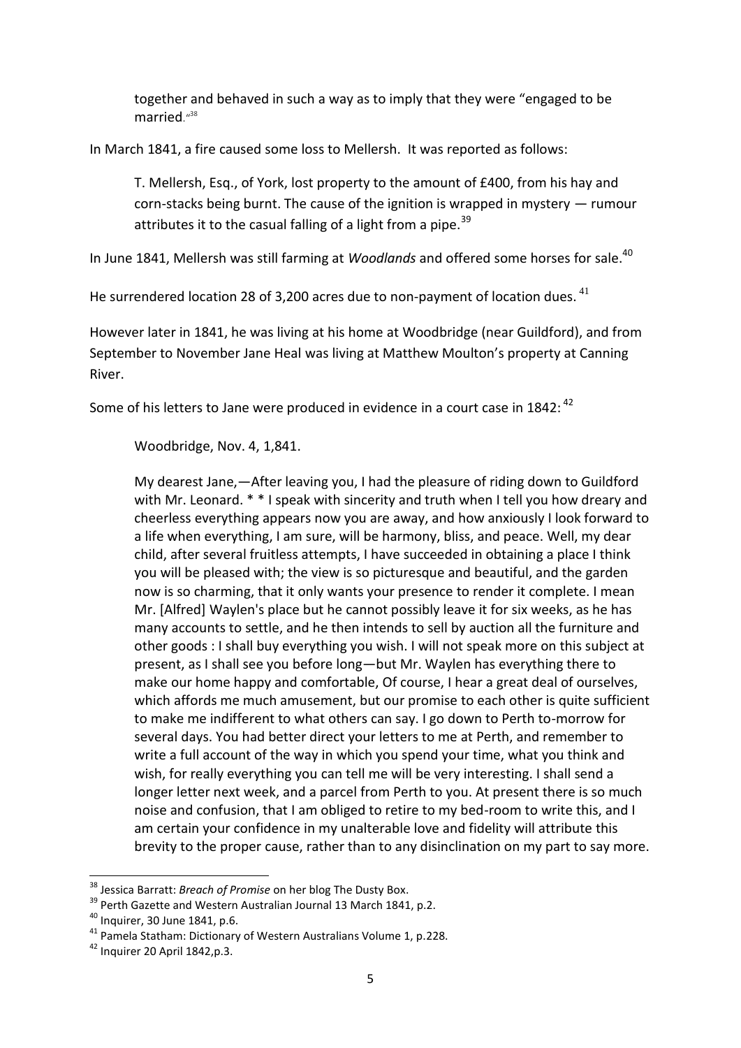> together and behaved in such a way as to imply that they were "engaged to be married."[38]

In March 1841, a fire caused some loss to Mellersh. It was reported as follows:

> T. Mellersh, Esq., of York, lost property to the amount of £400, from his hay and corn-stacks being burnt. The cause of the ignition is wrapped in mystery — rumour attributes it to the casual falling of a light from a pipe.[39]

In June 1841, Mellersh was still farming at *Woodlands* and offered some horses for sale.[40]

He surrendered location 28 of 3,200 acres due to non-payment of location dues.[41]

However later in 1841, he was living at his home at Woodbridge (near Guildford), and from September to November Jane Heal was living at Matthew Moulton's property at Canning River.

Some of his letters to Jane were produced in evidence in a court case in 1842:[42]

> Woodbridge, Nov. 4, 1,841.
>
> My dearest Jane,—After leaving you, I had the pleasure of riding down to Guildford with Mr. Leonard. * * I speak with sincerity and truth when I tell you how dreary and cheerless everything appears now you are away, and how anxiously I look forward to a life when everything, I am sure, will be harmony, bliss, and peace. Well, my dear child, after several fruitless attempts, I have succeeded in obtaining a place I think you will be pleased with; the view is so picturesque and beautiful, and the garden now is so charming, that it only wants your presence to render it complete. I mean Mr. [Alfred] Waylen's place but he cannot possibly leave it for six weeks, as he has many accounts to settle, and he then intends to sell by auction all the furniture and other goods : I shall buy everything you wish. I will not speak more on this subject at present, as I shall see you before long—but Mr. Waylen has everything there to make our home happy and comfortable, Of course, I hear a great deal of ourselves, which affords me much amusement, but our promise to each other is quite sufficient to make me indifferent to what others can say. I go down to Perth to-morrow for several days. You had better direct your letters to me at Perth, and remember to write a full account of the way in which you spend your time, what you think and wish, for really everything you can tell me will be very interesting. I shall send a longer letter next week, and a parcel from Perth to you. At present there is so much noise and confusion, that I am obliged to retire to my bed-room to write this, and I am certain your confidence in my unalterable love and fidelity will attribute this brevity to the proper cause, rather than to any disinclination on my part to say more.

---

[38] Jessica Barratt: *Breach of Promise* on her blog The Dusty Box.

[39] Perth Gazette and Western Australian Journal 13 March 1841, p.2.

[40] Inquirer, 30 June 1841, p.6.

[41] Pamela Statham: Dictionary of Western Australians Volume 1, p.228.

[42] Inquirer 20 April 1842,p.3.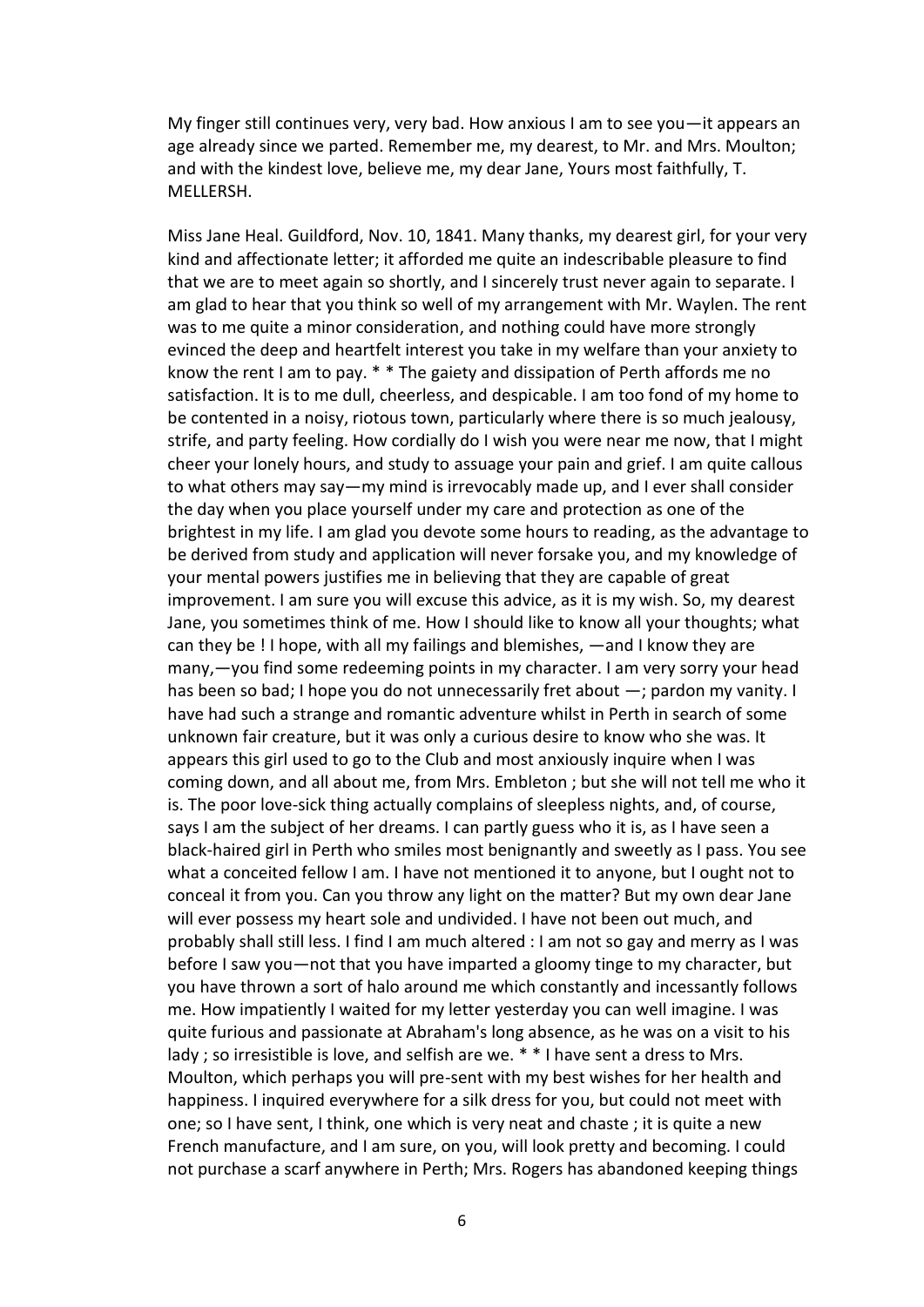My finger still continues very, very bad. How anxious I am to see you—it appears an age already since we parted. Remember me, my dearest, to Mr. and Mrs. Moulton; and with the kindest love, believe me, my dear Jane, Yours most faithfully, T. MELLERSH.

Miss Jane Heal. Guildford, Nov. 10, 1841. Many thanks, my dearest girl, for your very kind and affectionate letter; it afforded me quite an indescribable pleasure to find that we are to meet again so shortly, and I sincerely trust never again to separate. I am glad to hear that you think so well of my arrangement with Mr. Waylen. The rent was to me quite a minor consideration, and nothing could have more strongly evinced the deep and heartfelt interest you take in my welfare than your anxiety to know the rent I am to pay. * * The gaiety and dissipation of Perth affords me no satisfaction. It is to me dull, cheerless, and despicable. I am too fond of my home to be contented in a noisy, riotous town, particularly where there is so much jealousy, strife, and party feeling. How cordially do I wish you were near me now, that I might cheer your lonely hours, and study to assuage your pain and grief. I am quite callous to what others may say—my mind is irrevocably made up, and I ever shall consider the day when you place yourself under my care and protection as one of the brightest in my life. I am glad you devote some hours to reading, as the advantage to be derived from study and application will never forsake you, and my knowledge of your mental powers justifies me in believing that they are capable of great improvement. I am sure you will excuse this advice, as it is my wish. So, my dearest Jane, you sometimes think of me. How I should like to know all your thoughts; what can they be ! I hope, with all my failings and blemishes, —and I know they are many,—you find some redeeming points in my character. I am very sorry your head has been so bad; I hope you do not unnecessarily fret about —; pardon my vanity. I have had such a strange and romantic adventure whilst in Perth in search of some unknown fair creature, but it was only a curious desire to know who she was. It appears this girl used to go to the Club and most anxiously inquire when I was coming down, and all about me, from Mrs. Embleton ; but she will not tell me who it is. The poor love-sick thing actually complains of sleepless nights, and, of course, says I am the subject of her dreams. I can partly guess who it is, as I have seen a black-haired girl in Perth who smiles most benignantly and sweetly as I pass. You see what a conceited fellow I am. I have not mentioned it to anyone, but I ought not to conceal it from you. Can you throw any light on the matter? But my own dear Jane will ever possess my heart sole and undivided. I have not been out much, and probably shall still less. I find I am much altered : I am not so gay and merry as I was before I saw you—not that you have imparted a gloomy tinge to my character, but you have thrown a sort of halo around me which constantly and incessantly follows me. How impatiently I waited for my letter yesterday you can well imagine. I was quite furious and passionate at Abraham's long absence, as he was on a visit to his lady ; so irresistible is love, and selfish are we. * * I have sent a dress to Mrs. Moulton, which perhaps you will pre-sent with my best wishes for her health and happiness. I inquired everywhere for a silk dress for you, but could not meet with one; so I have sent, I think, one which is very neat and chaste ; it is quite a new French manufacture, and I am sure, on you, will look pretty and becoming. I could not purchase a scarf anywhere in Perth; Mrs. Rogers has abandoned keeping things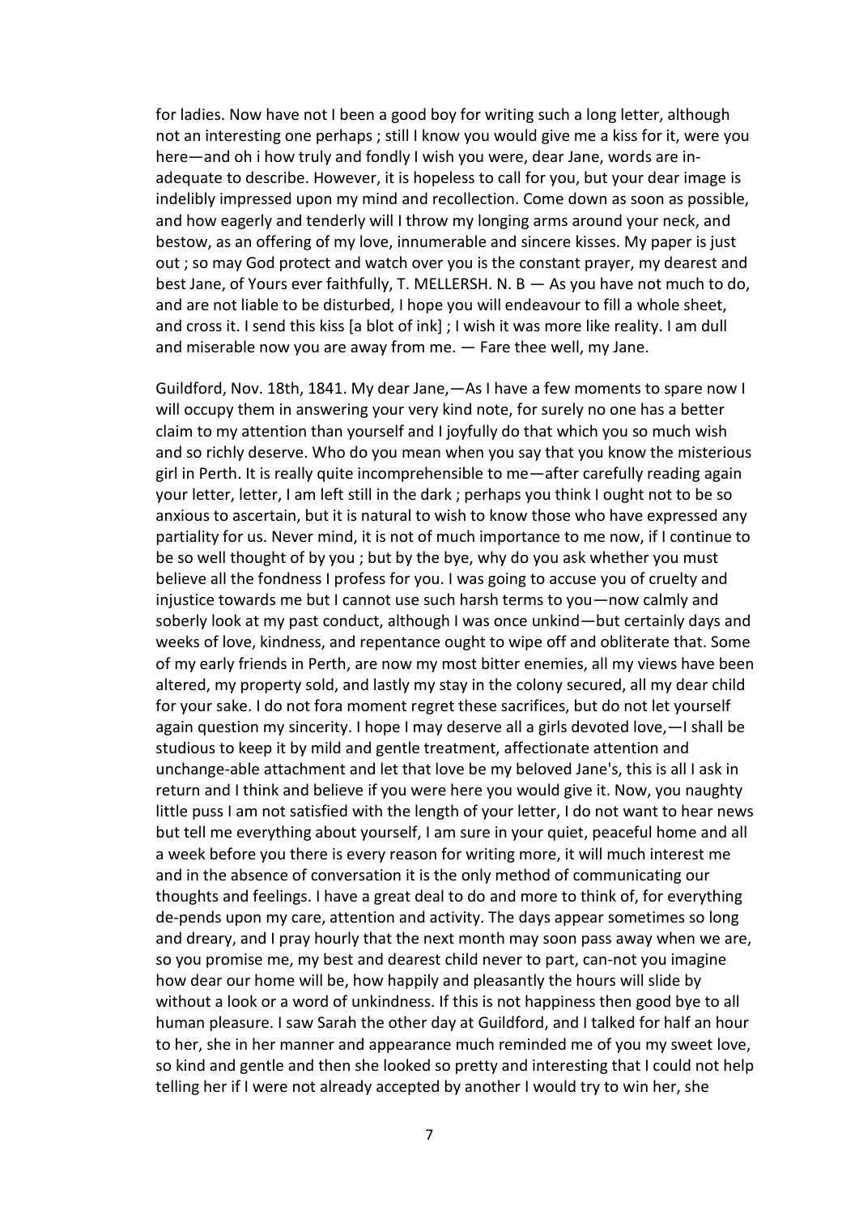for ladies. Now have not I been a good boy for writing such a long letter, although not an interesting one perhaps ; still I know you would give me a kiss for it, were you here—and oh i how truly and fondly I wish you were, dear Jane, words are in-adequate to describe. However, it is hopeless to call for you, but your dear image is indelibly impressed upon my mind and recollection. Come down as soon as possible, and how eagerly and tenderly will I throw my longing arms around your neck, and bestow, as an offering of my love, innumerable and sincere kisses. My paper is just out ; so may God protect and watch over you is the constant prayer, my dearest and best Jane, of Yours ever faithfully, T. MELLERSH. N. B — As you have not much to do, and are not liable to be disturbed, I hope you will endeavour to fill a whole sheet, and cross it. I send this kiss [a blot of ink] ; I wish it was more like reality. I am dull and miserable now you are away from me. — Fare thee well, my Jane.

Guildford, Nov. 18th, 1841. My dear Jane,—As I have a few moments to spare now I will occupy them in answering your very kind note, for surely no one has a better claim to my attention than yourself and I joyfully do that which you so much wish and so richly deserve. Who do you mean when you say that you know the misterious girl in Perth. It is really quite incomprehensible to me—after carefully reading again your letter, letter, I am left still in the dark ; perhaps you think I ought not to be so anxious to ascertain, but it is natural to wish to know those who have expressed any partiality for us. Never mind, it is not of much importance to me now, if I continue to be so well thought of by you ; but by the bye, why do you ask whether you must believe all the fondness I profess for you. I was going to accuse you of cruelty and injustice towards me but I cannot use such harsh terms to you—now calmly and soberly look at my past conduct, although I was once unkind—but certainly days and weeks of love, kindness, and repentance ought to wipe off and obliterate that. Some of my early friends in Perth, are now my most bitter enemies, all my views have been altered, my property sold, and lastly my stay in the colony secured, all my dear child for your sake. I do not fora moment regret these sacrifices, but do not let yourself again question my sincerity. I hope I may deserve all a girls devoted love,—I shall be studious to keep it by mild and gentle treatment, affectionate attention and unchange-able attachment and let that love be my beloved Jane's, this is all I ask in return and I think and believe if you were here you would give it. Now, you naughty little puss I am not satisfied with the length of your letter, I do not want to hear news but tell me everything about yourself, I am sure in your quiet, peaceful home and all a week before you there is every reason for writing more, it will much interest me and in the absence of conversation it is the only method of communicating our thoughts and feelings. I have a great deal to do and more to think of, for everything de-pends upon my care, attention and activity. The days appear sometimes so long and dreary, and I pray hourly that the next month may soon pass away when we are, so you promise me, my best and dearest child never to part, can-not you imagine how dear our home will be, how happily and pleasantly the hours will slide by without a look or a word of unkindness. If this is not happiness then good bye to all human pleasure. I saw Sarah the other day at Guildford, and I talked for half an hour to her, she in her manner and appearance much reminded me of you my sweet love, so kind and gentle and then she looked so pretty and interesting that I could not help telling her if I were not already accepted by another I would try to win her, she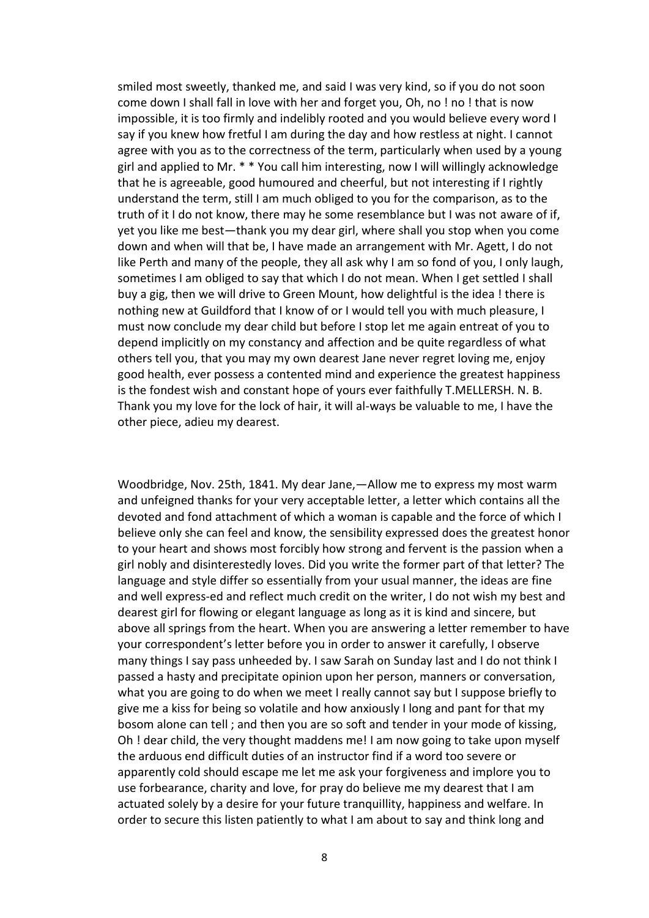smiled most sweetly, thanked me, and said I was very kind, so if you do not soon come down I shall fall in love with her and forget you, Oh, no ! no ! that is now impossible, it is too firmly and indelibly rooted and you would believe every word I say if you knew how fretful I am during the day and how restless at night. I cannot agree with you as to the correctness of the term, particularly when used by a young girl and applied to Mr. * * You call him interesting, now I will willingly acknowledge that he is agreeable, good humoured and cheerful, but not interesting if I rightly understand the term, still I am much obliged to you for the comparison, as to the truth of it I do not know, there may he some resemblance but I was not aware of if, yet you like me best—thank you my dear girl, where shall you stop when you come down and when will that be, I have made an arrangement with Mr. Agett, I do not like Perth and many of the people, they all ask why I am so fond of you, I only laugh, sometimes I am obliged to say that which I do not mean. When I get settled I shall buy a gig, then we will drive to Green Mount, how delightful is the idea ! there is nothing new at Guildford that I know of or I would tell you with much pleasure, I must now conclude my dear child but before I stop let me again entreat of you to depend implicitly on my constancy and affection and be quite regardless of what others tell you, that you may my own dearest Jane never regret loving me, enjoy good health, ever possess a contented mind and experience the greatest happiness is the fondest wish and constant hope of yours ever faithfully T.MELLERSH. N. B. Thank you my love for the lock of hair, it will al-ways be valuable to me, I have the other piece, adieu my dearest.

Woodbridge, Nov. 25th, 1841. My dear Jane,—Allow me to express my most warm and unfeigned thanks for your very acceptable letter, a letter which contains all the devoted and fond attachment of which a woman is capable and the force of which I believe only she can feel and know, the sensibility expressed does the greatest honor to your heart and shows most forcibly how strong and fervent is the passion when a girl nobly and disinterestedly loves. Did you write the former part of that letter? The language and style differ so essentially from your usual manner, the ideas are fine and well express-ed and reflect much credit on the writer, I do not wish my best and dearest girl for flowing or elegant language as long as it is kind and sincere, but above all springs from the heart. When you are answering a letter remember to have your correspondent's letter before you in order to answer it carefully, I observe many things I say pass unheeded by. I saw Sarah on Sunday last and I do not think I passed a hasty and precipitate opinion upon her person, manners or conversation, what you are going to do when we meet I really cannot say but I suppose briefly to give me a kiss for being so volatile and how anxiously I long and pant for that my bosom alone can tell ; and then you are so soft and tender in your mode of kissing, Oh ! dear child, the very thought maddens me! I am now going to take upon myself the arduous end difficult duties of an instructor find if a word too severe or apparently cold should escape me let me ask your forgiveness and implore you to use forbearance, charity and love, for pray do believe me my dearest that I am actuated solely by a desire for your future tranquillity, happiness and welfare. In order to secure this listen patiently to what I am about to say and think long and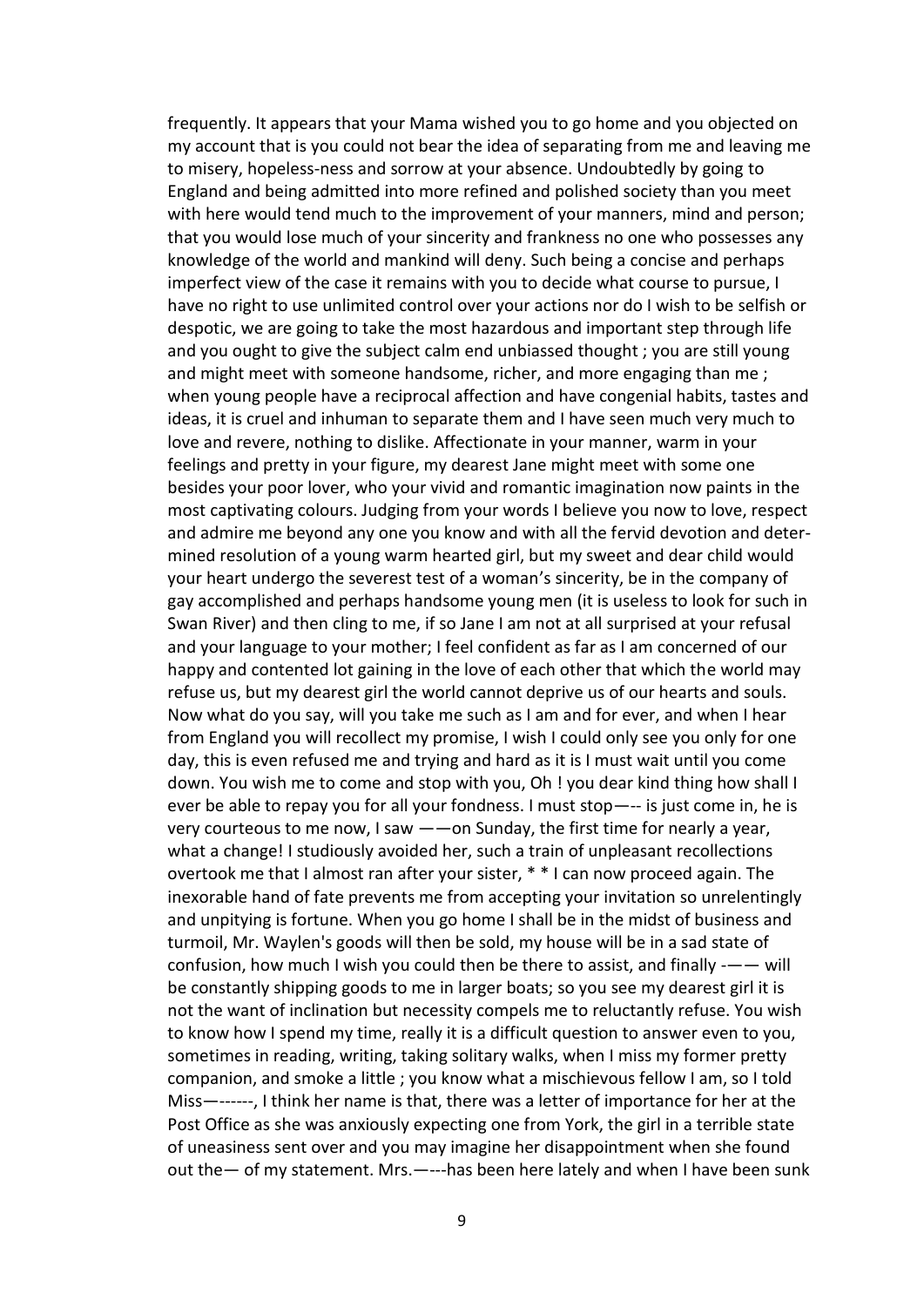frequently. It appears that your Mama wished you to go home and you objected on my account that is you could not bear the idea of separating from me and leaving me to misery, hopeless-ness and sorrow at your absence. Undoubtedly by going to England and being admitted into more refined and polished society than you meet with here would tend much to the improvement of your manners, mind and person; that you would lose much of your sincerity and frankness no one who possesses any knowledge of the world and mankind will deny. Such being a concise and perhaps imperfect view of the case it remains with you to decide what course to pursue, I have no right to use unlimited control over your actions nor do I wish to be selfish or despotic, we are going to take the most hazardous and important step through life and you ought to give the subject calm end unbiassed thought ; you are still young and might meet with someone handsome, richer, and more engaging than me ; when young people have a reciprocal affection and have congenial habits, tastes and ideas, it is cruel and inhuman to separate them and I have seen much very much to love and revere, nothing to dislike. Affectionate in your manner, warm in your feelings and pretty in your figure, my dearest Jane might meet with some one besides your poor lover, who your vivid and romantic imagination now paints in the most captivating colours. Judging from your words I believe you now to love, respect and admire me beyond any one you know and with all the fervid devotion and determined resolution of a young warm hearted girl, but my sweet and dear child would your heart undergo the severest test of a woman's sincerity, be in the company of gay accomplished and perhaps handsome young men (it is useless to look for such in Swan River) and then cling to me, if so Jane I am not at all surprised at your refusal and your language to your mother; I feel confident as far as I am concerned of our happy and contented lot gaining in the love of each other that which the world may refuse us, but my dearest girl the world cannot deprive us of our hearts and souls. Now what do you say, will you take me such as I am and for ever, and when I hear from England you will recollect my promise, I wish I could only see you only for one day, this is even refused me and trying and hard as it is I must wait until you come down. You wish me to come and stop with you, Oh ! you dear kind thing how shall I ever be able to repay you for all your fondness. I must stop—-- is just come in, he is very courteous to me now, I saw ——on Sunday, the first time for nearly a year, what a change! I studiously avoided her, such a train of unpleasant recollections overtook me that I almost ran after your sister, * * I can now proceed again. The inexorable hand of fate prevents me from accepting your invitation so unrelentingly and unpitying is fortune. When you go home I shall be in the midst of business and turmoil, Mr. Waylen's goods will then be sold, my house will be in a sad state of confusion, how much I wish you could then be there to assist, and finally -—— will be constantly shipping goods to me in larger boats; so you see my dearest girl it is not the want of inclination but necessity compels me to reluctantly refuse. You wish to know how I spend my time, really it is a difficult question to answer even to you, sometimes in reading, writing, taking solitary walks, when I miss my former pretty companion, and smoke a little ; you know what a mischievous fellow I am, so I told Miss—------, I think her name is that, there was a letter of importance for her at the Post Office as she was anxiously expecting one from York, the girl in a terrible state of uneasiness sent over and you may imagine her disappointment when she found out the— of my statement. Mrs.—---has been here lately and when I have been sunk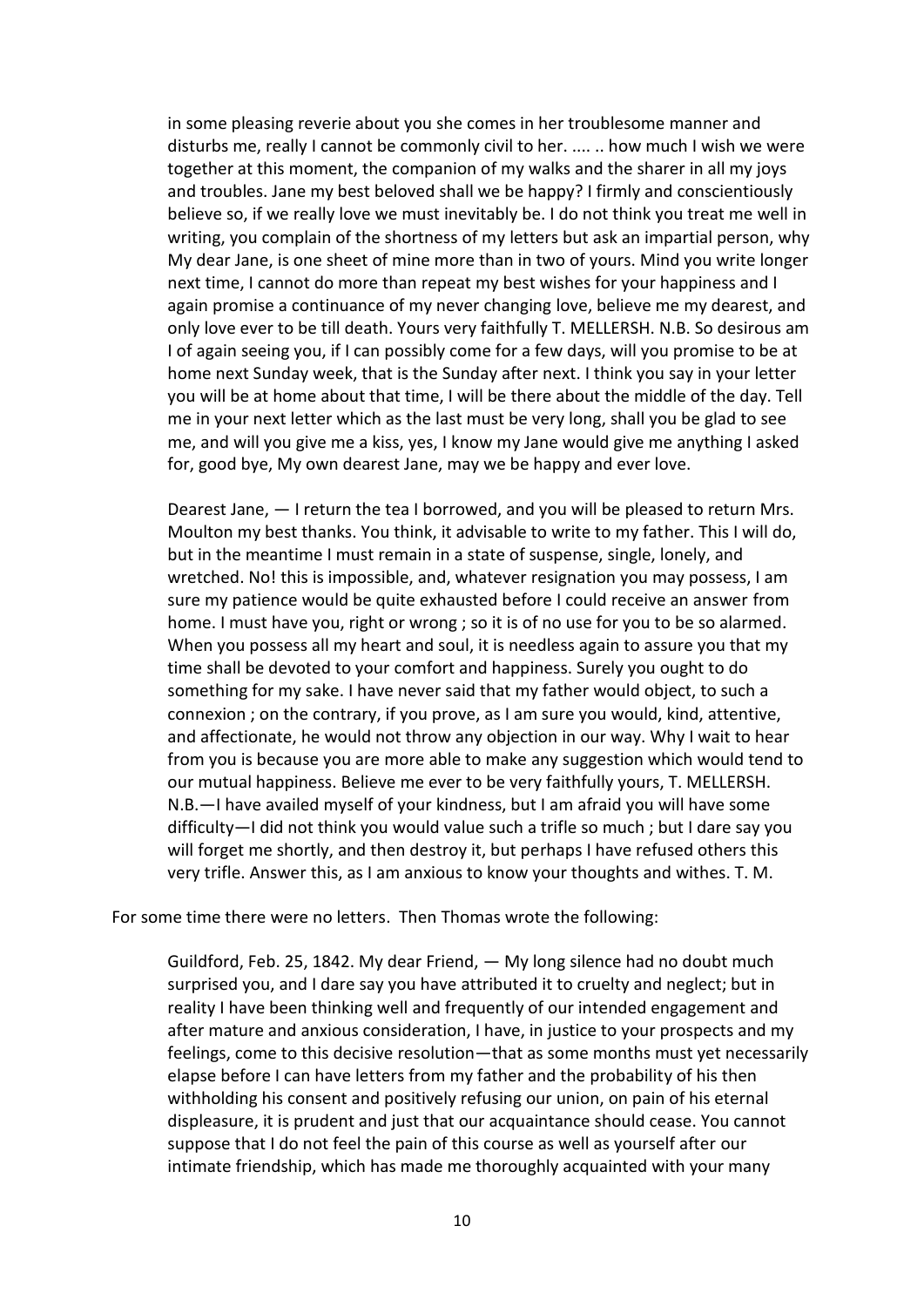in some pleasing reverie about you she comes in her troublesome manner and disturbs me, really I cannot be commonly civil to her. .... .. how much I wish we were together at this moment, the companion of my walks and the sharer in all my joys and troubles. Jane my best beloved shall we be happy? I firmly and conscientiously believe so, if we really love we must inevitably be. I do not think you treat me well in writing, you complain of the shortness of my letters but ask an impartial person, why My dear Jane, is one sheet of mine more than in two of yours. Mind you write longer next time, I cannot do more than repeat my best wishes for your happiness and I again promise a continuance of my never changing love, believe me my dearest, and only love ever to be till death. Yours very faithfully T. MELLERSH. N.B. So desirous am I of again seeing you, if I can possibly come for a few days, will you promise to be at home next Sunday week, that is the Sunday after next. I think you say in your letter you will be at home about that time, I will be there about the middle of the day. Tell me in your next letter which as the last must be very long, shall you be glad to see me, and will you give me a kiss, yes, I know my Jane would give me anything I asked for, good bye, My own dearest Jane, may we be happy and ever love.

> Dearest Jane, — I return the tea I borrowed, and you will be pleased to return Mrs. Moulton my best thanks. You think, it advisable to write to my father. This I will do, but in the meantime I must remain in a state of suspense, single, lonely, and wretched. No! this is impossible, and, whatever resignation you may possess, I am sure my patience would be quite exhausted before I could receive an answer from home. I must have you, right or wrong ; so it is of no use for you to be so alarmed. When you possess all my heart and soul, it is needless again to assure you that my time shall be devoted to your comfort and happiness. Surely you ought to do something for my sake. I have never said that my father would object, to such a connexion ; on the contrary, if you prove, as I am sure you would, kind, attentive, and affectionate, he would not throw any objection in our way. Why I wait to hear from you is because you are more able to make any suggestion which would tend to our mutual happiness. Believe me ever to be very faithfully yours, T. MELLERSH. N.B.—I have availed myself of your kindness, but I am afraid you will have some difficulty—I did not think you would value such a trifle so much ; but I dare say you will forget me shortly, and then destroy it, but perhaps I have refused others this very trifle. Answer this, as I am anxious to know your thoughts and withes. T. M.

For some time there were no letters. Then Thomas wrote the following:

> Guildford, Feb. 25, 1842. My dear Friend, — My long silence had no doubt much surprised you, and I dare say you have attributed it to cruelty and neglect; but in reality I have been thinking well and frequently of our intended engagement and after mature and anxious consideration, I have, in justice to your prospects and my feelings, come to this decisive resolution—that as some months must yet necessarily elapse before I can have letters from my father and the probability of his then withholding his consent and positively refusing our union, on pain of his eternal displeasure, it is prudent and just that our acquaintance should cease. You cannot suppose that I do not feel the pain of this course as well as yourself after our intimate friendship, which has made me thoroughly acquainted with your many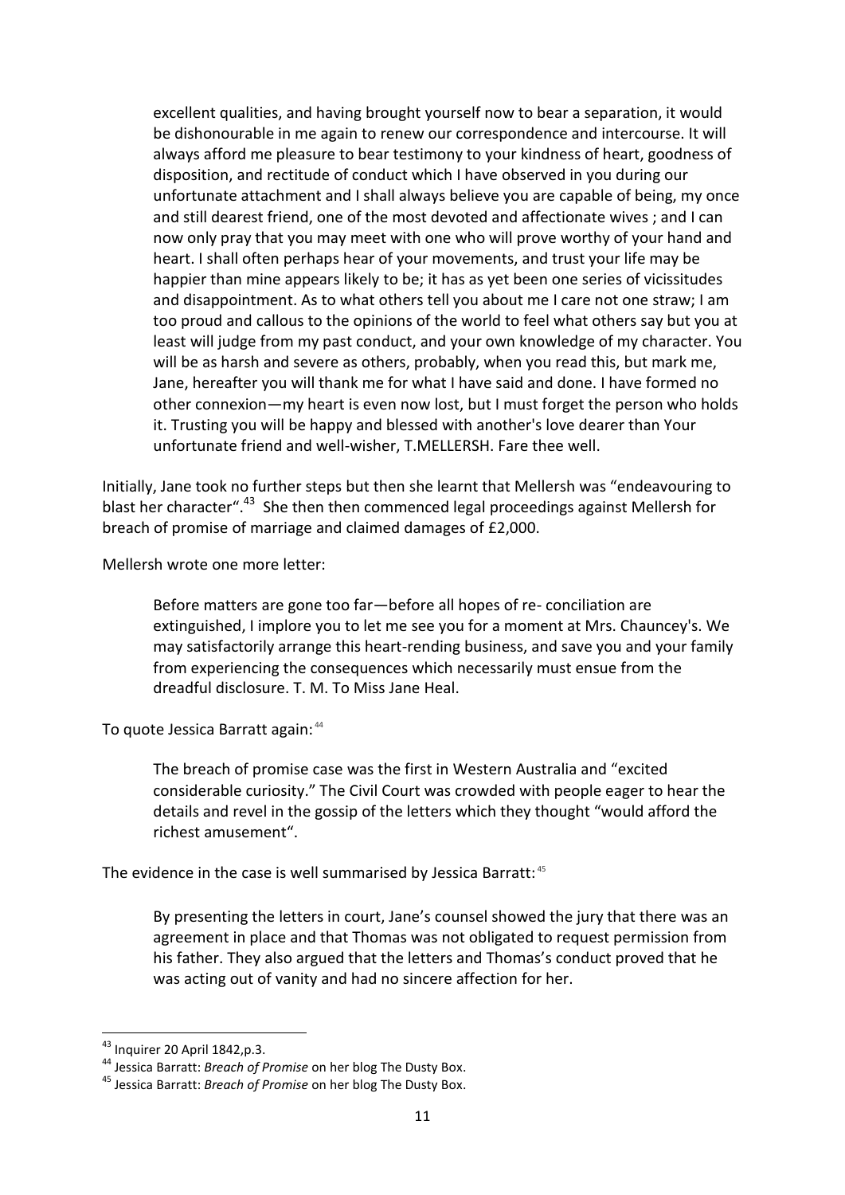> excellent qualities, and having brought yourself now to bear a separation, it would be dishonourable in me again to renew our correspondence and intercourse. It will always afford me pleasure to bear testimony to your kindness of heart, goodness of disposition, and rectitude of conduct which I have observed in you during our unfortunate attachment and I shall always believe you are capable of being, my once and still dearest friend, one of the most devoted and affectionate wives ; and I can now only pray that you may meet with one who will prove worthy of your hand and heart. I shall often perhaps hear of your movements, and trust your life may be happier than mine appears likely to be; it has as yet been one series of vicissitudes and disappointment. As to what others tell you about me I care not one straw; I am too proud and callous to the opinions of the world to feel what others say but you at least will judge from my past conduct, and your own knowledge of my character. You will be as harsh and severe as others, probably, when you read this, but mark me, Jane, hereafter you will thank me for what I have said and done. I have formed no other connexion—my heart is even now lost, but I must forget the person who holds it. Trusting you will be happy and blessed with another's love dearer than Your unfortunate friend and well-wisher, T.MELLERSH. Fare thee well.

Initially, Jane took no further steps but then she learnt that Mellersh was "endeavouring to blast her character".[43] She then then commenced legal proceedings against Mellersh for breach of promise of marriage and claimed damages of £2,000.

Mellersh wrote one more letter:

> Before matters are gone too far—before all hopes of re- conciliation are extinguished, I implore you to let me see you for a moment at Mrs. Chauncey's. We may satisfactorily arrange this heart-rending business, and save you and your family from experiencing the consequences which necessarily must ensue from the dreadful disclosure. T. M. To Miss Jane Heal.

To quote Jessica Barratt again:[44]

> The breach of promise case was the first in Western Australia and "excited considerable curiosity." The Civil Court was crowded with people eager to hear the details and revel in the gossip of the letters which they thought "would afford the richest amusement".

The evidence in the case is well summarised by Jessica Barratt:[45]

> By presenting the letters in court, Jane's counsel showed the jury that there was an agreement in place and that Thomas was not obligated to request permission from his father. They also argued that the letters and Thomas's conduct proved that he was acting out of vanity and had no sincere affection for her.

---

[43] Inquirer 20 April 1842,p.3.

[44] Jessica Barratt: *Breach of Promise* on her blog The Dusty Box.

[45] Jessica Barratt: *Breach of Promise* on her blog The Dusty Box.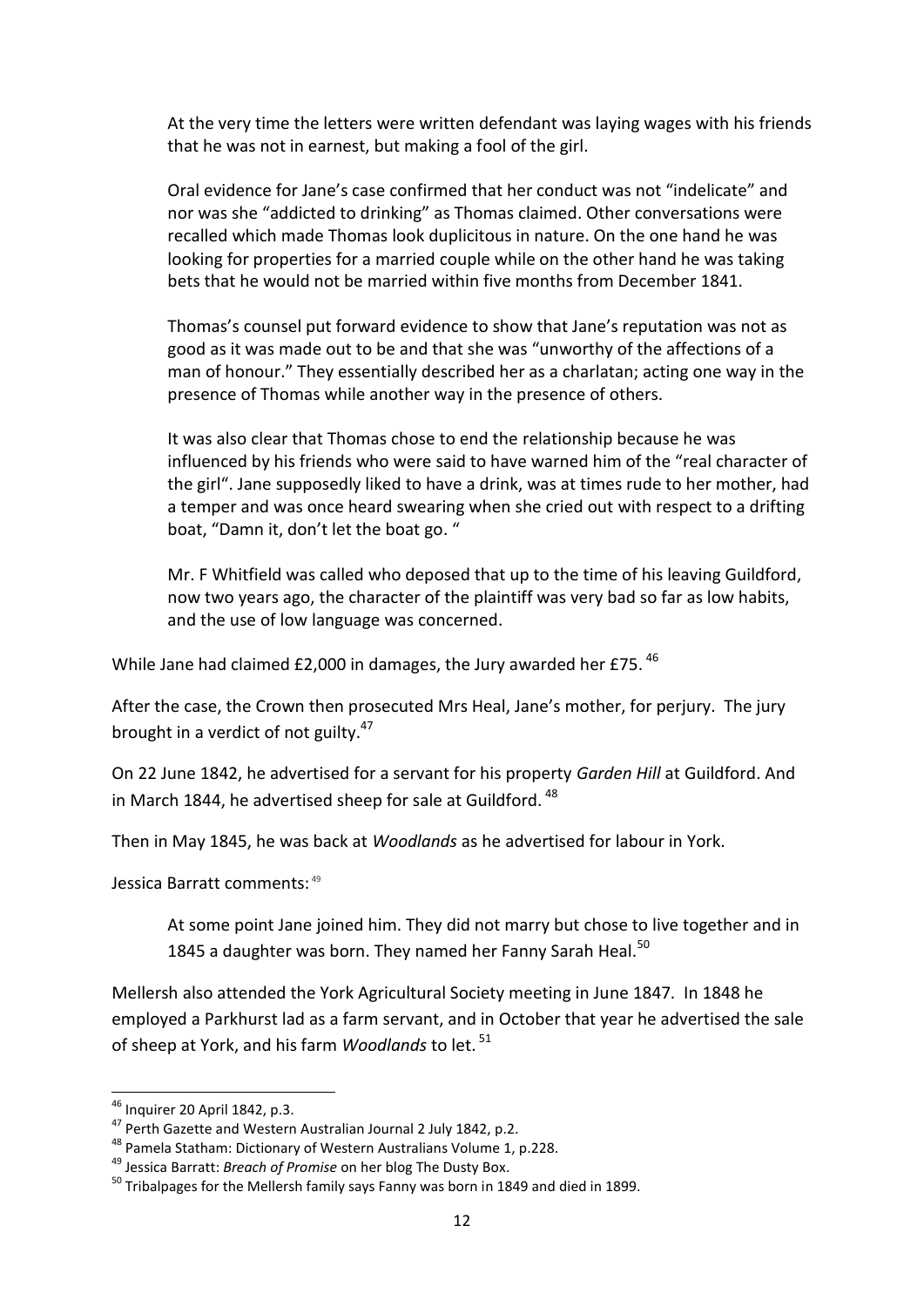> At the very time the letters were written defendant was laying wages with his friends that he was not in earnest, but making a fool of the girl.
>
> Oral evidence for Jane's case confirmed that her conduct was not "indelicate" and nor was she "addicted to drinking" as Thomas claimed. Other conversations were recalled which made Thomas look duplicitous in nature. On the one hand he was looking for properties for a married couple while on the other hand he was taking bets that he would not be married within five months from December 1841.
>
> Thomas's counsel put forward evidence to show that Jane's reputation was not as good as it was made out to be and that she was "unworthy of the affections of a man of honour." They essentially described her as a charlatan; acting one way in the presence of Thomas while another way in the presence of others.
>
> It was also clear that Thomas chose to end the relationship because he was influenced by his friends who were said to have warned him of the "real character of the girl". Jane supposedly liked to have a drink, was at times rude to her mother, had a temper and was once heard swearing when she cried out with respect to a drifting boat, "Damn it, don't let the boat go. "
>
> Mr. F Whitfield was called who deposed that up to the time of his leaving Guildford, now two years ago, the character of the plaintiff was very bad so far as low habits, and the use of low language was concerned.

While Jane had claimed £2,000 in damages, the Jury awarded her £75. [46]

After the case, the Crown then prosecuted Mrs Heal, Jane's mother, for perjury. The jury brought in a verdict of not guilty.[47]

On 22 June 1842, he advertised for a servant for his property *Garden Hill* at Guildford. And in March 1844, he advertised sheep for sale at Guildford. [48]

Then in May 1845, he was back at *Woodlands* as he advertised for labour in York.

Jessica Barratt comments: [49]

> At some point Jane joined him. They did not marry but chose to live together and in 1845 a daughter was born. They named her Fanny Sarah Heal.[50]

Mellersh also attended the York Agricultural Society meeting in June 1847. In 1848 he employed a Parkhurst lad as a farm servant, and in October that year he advertised the sale of sheep at York, and his farm *Woodlands* to let. [51]

---

[46] Inquirer 20 April 1842, p.3.

[47] Perth Gazette and Western Australian Journal 2 July 1842, p.2.

[48] Pamela Statham: Dictionary of Western Australians Volume 1, p.228.

[49] Jessica Barratt: *Breach of Promise* on her blog The Dusty Box.

[50] Tribalpages for the Mellersh family says Fanny was born in 1849 and died in 1899.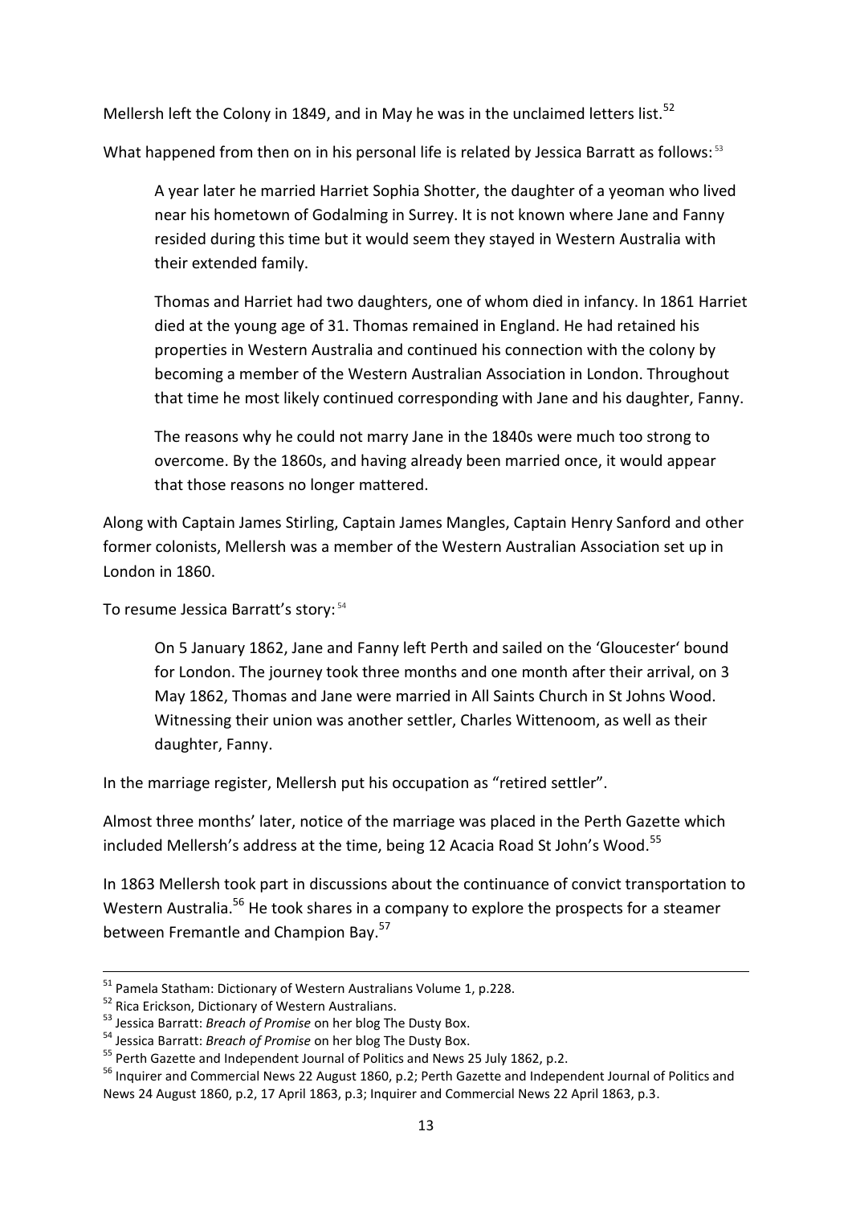Mellersh left the Colony in 1849, and in May he was in the unclaimed letters list.[52]

What happened from then on in his personal life is related by Jessica Barratt as follows:[53]

> A year later he married Harriet Sophia Shotter, the daughter of a yeoman who lived near his hometown of Godalming in Surrey. It is not known where Jane and Fanny resided during this time but it would seem they stayed in Western Australia with their extended family.
>
> Thomas and Harriet had two daughters, one of whom died in infancy. In 1861 Harriet died at the young age of 31. Thomas remained in England. He had retained his properties in Western Australia and continued his connection with the colony by becoming a member of the Western Australian Association in London. Throughout that time he most likely continued corresponding with Jane and his daughter, Fanny.
>
> The reasons why he could not marry Jane in the 1840s were much too strong to overcome. By the 1860s, and having already been married once, it would appear that those reasons no longer mattered.

Along with Captain James Stirling, Captain James Mangles, Captain Henry Sanford and other former colonists, Mellersh was a member of the Western Australian Association set up in London in 1860.

To resume Jessica Barratt's story:[54]

> On 5 January 1862, Jane and Fanny left Perth and sailed on the 'Gloucester' bound for London. The journey took three months and one month after their arrival, on 3 May 1862, Thomas and Jane were married in All Saints Church in St Johns Wood. Witnessing their union was another settler, Charles Wittenoom, as well as their daughter, Fanny.

In the marriage register, Mellersh put his occupation as "retired settler".

Almost three months' later, notice of the marriage was placed in the Perth Gazette which included Mellersh's address at the time, being 12 Acacia Road St John's Wood.[55]

In 1863 Mellersh took part in discussions about the continuance of convict transportation to Western Australia.[56] He took shares in a company to explore the prospects for a steamer between Fremantle and Champion Bay.[57]

---

[51] Pamela Statham: Dictionary of Western Australians Volume 1, p.228.

[52] Rica Erickson, Dictionary of Western Australians.

[53] Jessica Barratt: *Breach of Promise* on her blog The Dusty Box.

[54] Jessica Barratt: *Breach of Promise* on her blog The Dusty Box.

[55] Perth Gazette and Independent Journal of Politics and News 25 July 1862, p.2.

[56] Inquirer and Commercial News 22 August 1860, p.2; Perth Gazette and Independent Journal of Politics and News 24 August 1860, p.2, 17 April 1863, p.3; Inquirer and Commercial News 22 April 1863, p.3.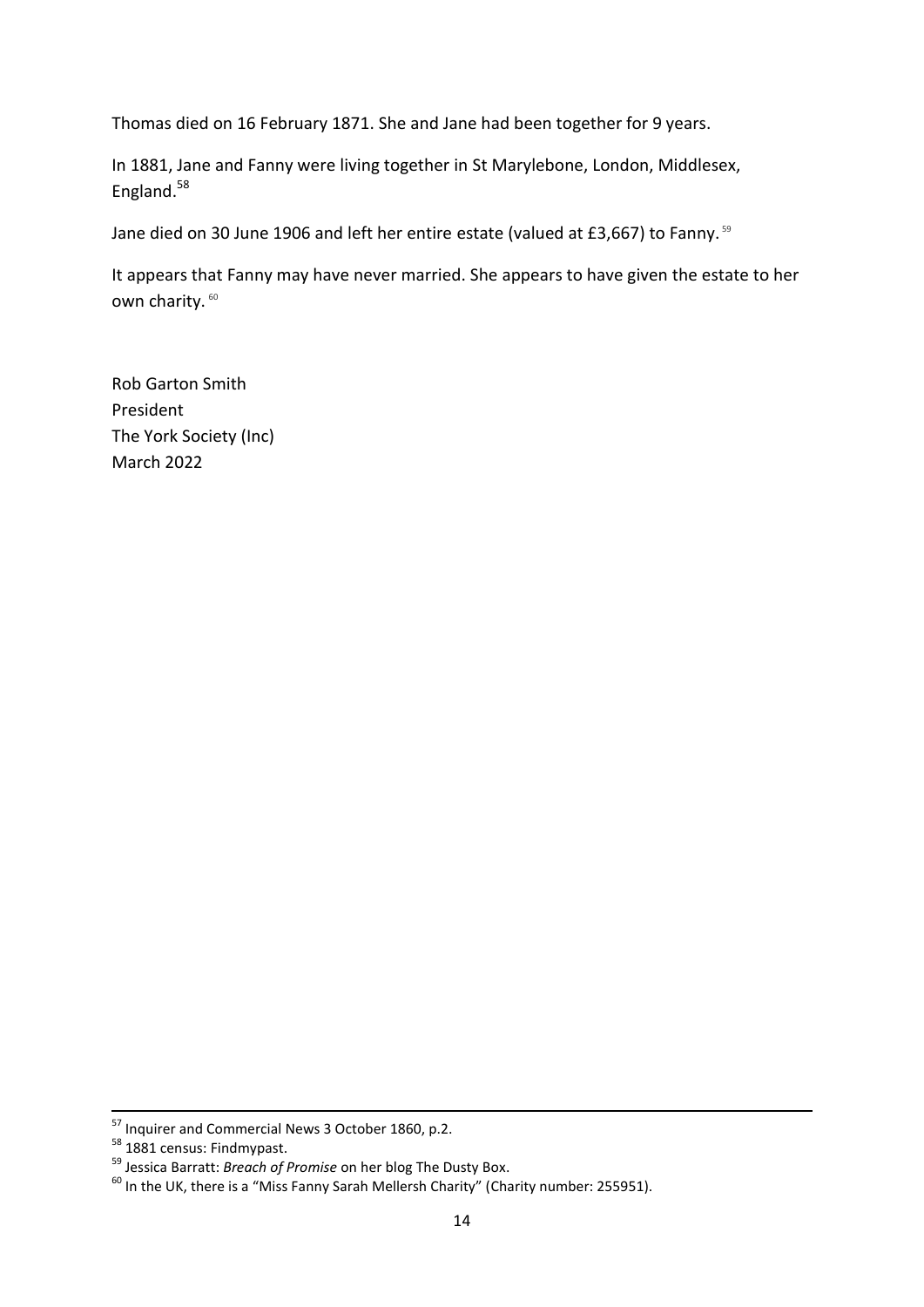Thomas died on 16 February 1871. She and Jane had been together for 9 years.

In 1881, Jane and Fanny were living together in St Marylebone, London, Middlesex, England.[58]

Jane died on 30 June 1906 and left her entire estate (valued at £3,667) to Fanny.[59]

It appears that Fanny may have never married. She appears to have given the estate to her own charity.[60]

Rob Garton Smith
President
The York Society (Inc)
March 2022

---

[57] Inquirer and Commercial News 3 October 1860, p.2.

[58] 1881 census: Findmypast.

[59] Jessica Barratt: *Breach of Promise* on her blog The Dusty Box.

[60] In the UK, there is a "Miss Fanny Sarah Mellersh Charity" (Charity number: 255951).